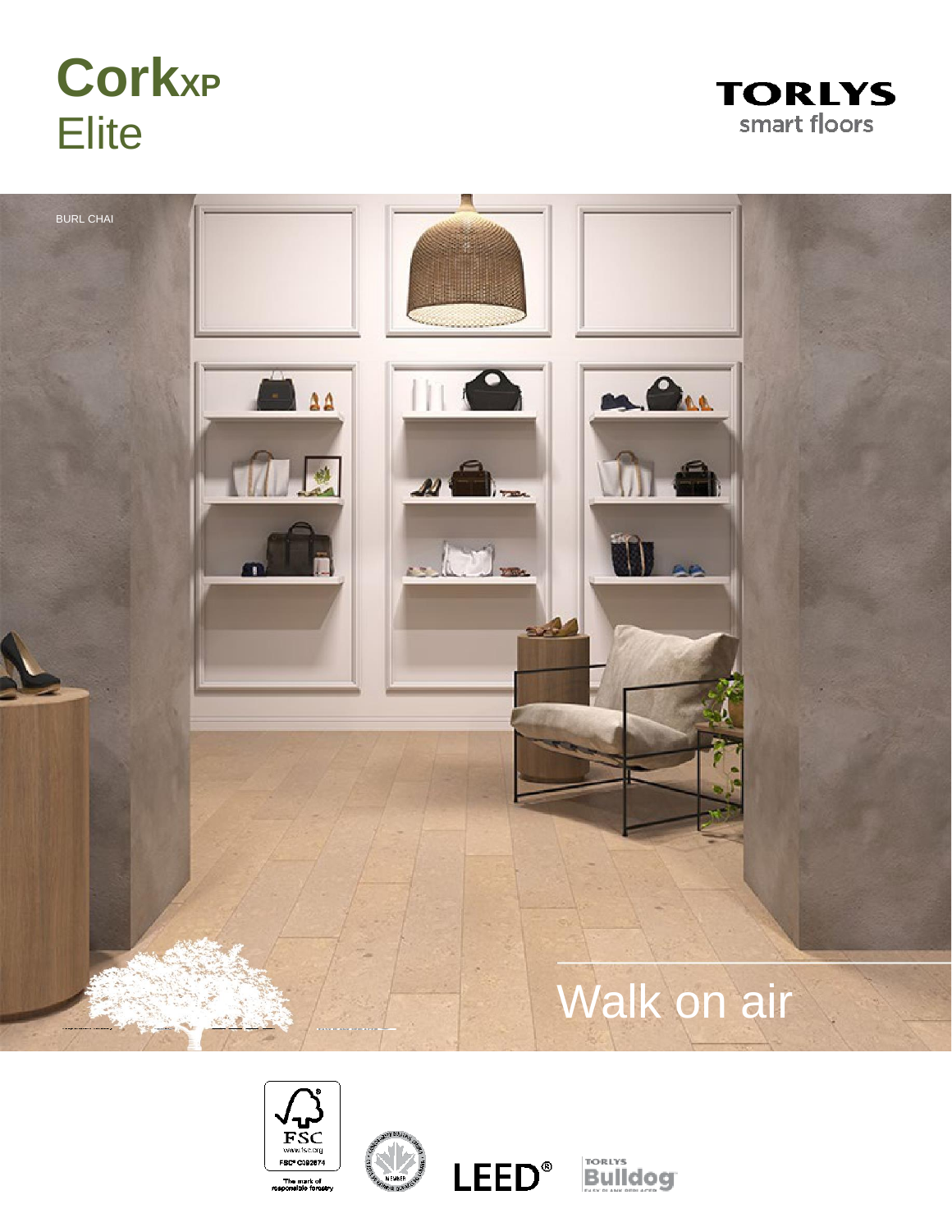# CorkXP Elite

TORLYS smart floors

BURL CHAI

Walk on air

FSC www.fsc.org FSC® C092874 The mark of responsible forestry

LEED®

TORLYS Bulldog